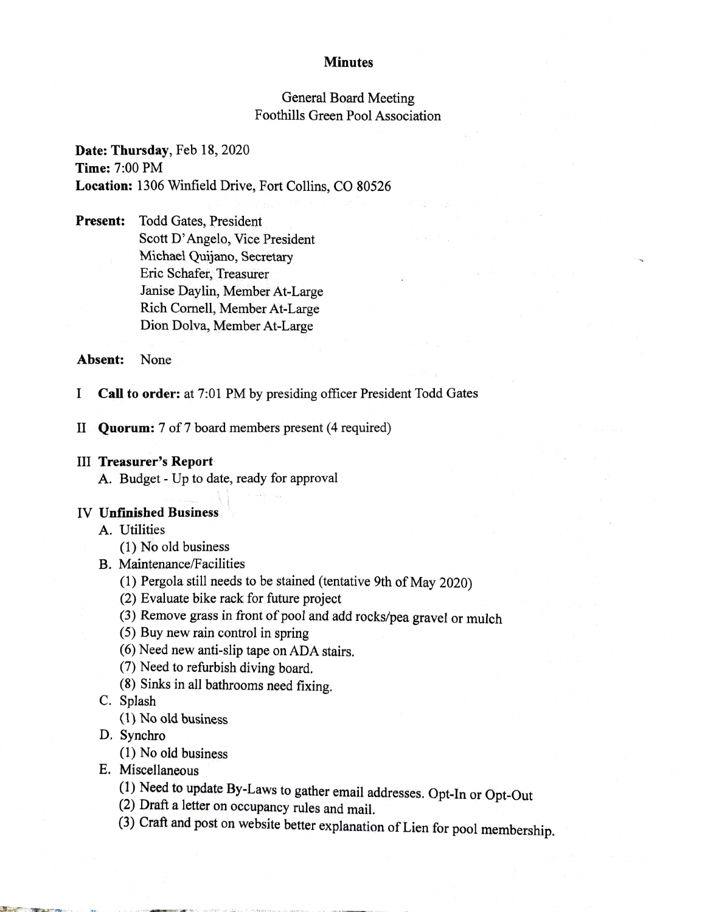# Minutes

## General Board Meeting
## Foothills Green Pool Association

**Date: Thursday**, Feb 18, 2020
**Time:** 7:00 PM
**Location:** 1306 Winfield Drive, Fort Collins, CO 80526

**Present:** Todd Gates, President
Scott D'Angelo, Vice President
Michael Quijano, Secretary
Eric Schafer, Treasurer
Janise Daylin, Member At-Large
Rich Cornell, Member At-Large
Dion Dolva, Member At-Large

**Absent:** None

I **Call to order:** at 7:01 PM by presiding officer President Todd Gates

II **Quorum:** 7 of 7 board members present (4 required)

III **Treasurer's Report**

A. Budget - Up to date, ready for approval

IV **Unfinished Business**

A. Utilities
  (1) No old business

B. Maintenance/Facilities
  (1) Pergola still needs to be stained (tentative 9th of May 2020)
  (2) Evaluate bike rack for future project
  (3) Remove grass in front of pool and add rocks/pea gravel or mulch
  (5) Buy new rain control in spring
  (6) Need new anti-slip tape on ADA stairs.
  (7) Need to refurbish diving board.
  (8) Sinks in all bathrooms need fixing.

C. Splash
  (1) No old business

D. Synchro
  (1) No old business

E. Miscellaneous
  (1) Need to update By-Laws to gather email addresses. Opt-In or Opt-Out
  (2) Draft a letter on occupancy rules and mail.
  (3) Craft and post on website better explanation of Lien for pool membership.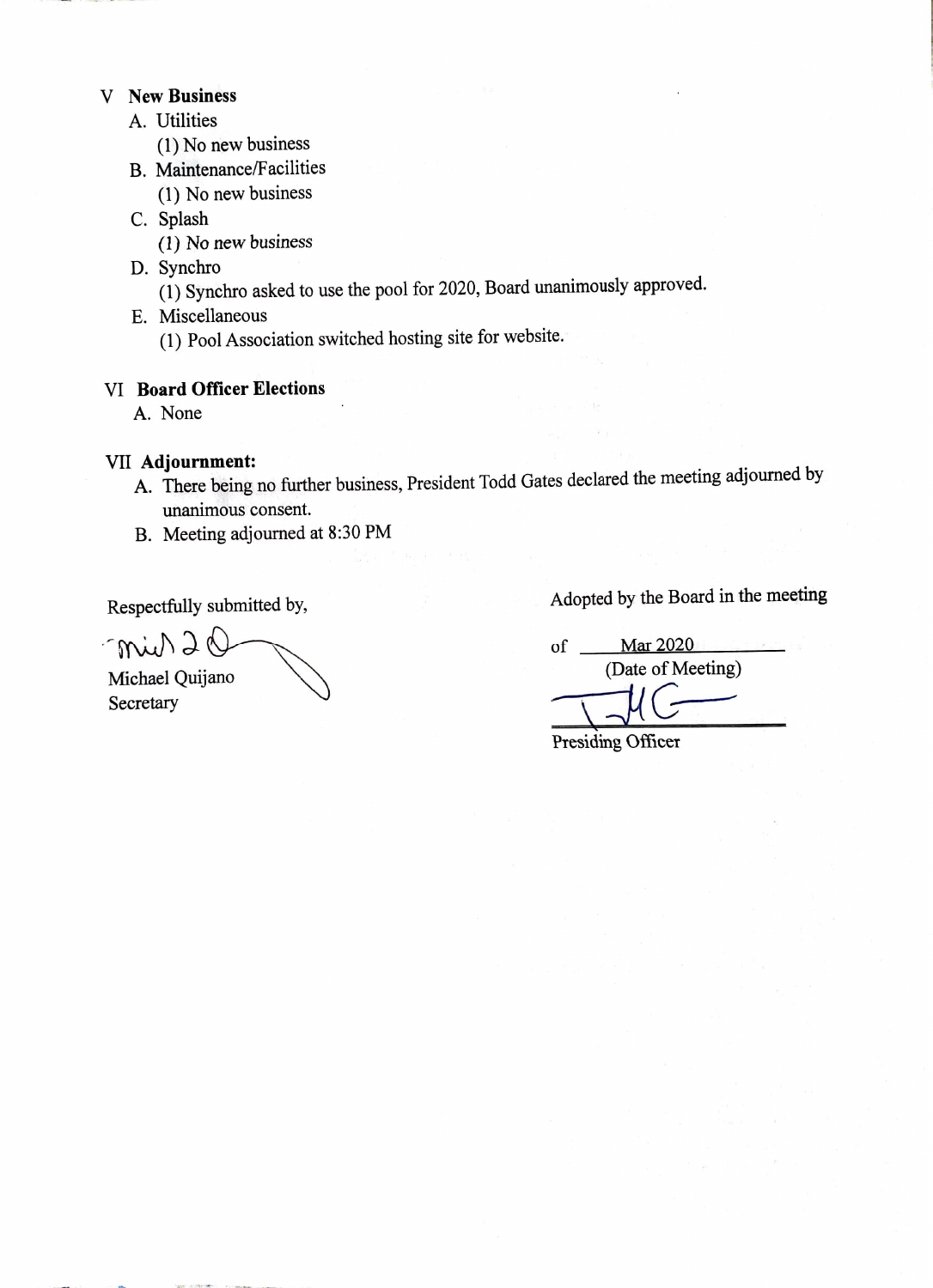## V New Business

A. Utilities
   (1) No new business

B. Maintenance/Facilities
   (1) No new business

C. Splash
   (1) No new business

D. Synchro
   (1) Synchro asked to use the pool for 2020, Board unanimously approved.

E. Miscellaneous
   (1) Pool Association switched hosting site for website.

## VI Board Officer Elections

A. None

## VII Adjournment:

A. There being no further business, President Todd Gates declared the meeting adjourned by unanimous consent.

B. Meeting adjourned at 8:30 PM

Respectfully submitted by,

Michael Quijano
Secretary

Adopted by the Board in the meeting

of Mar 2020
(Date of Meeting)

Presiding Officer